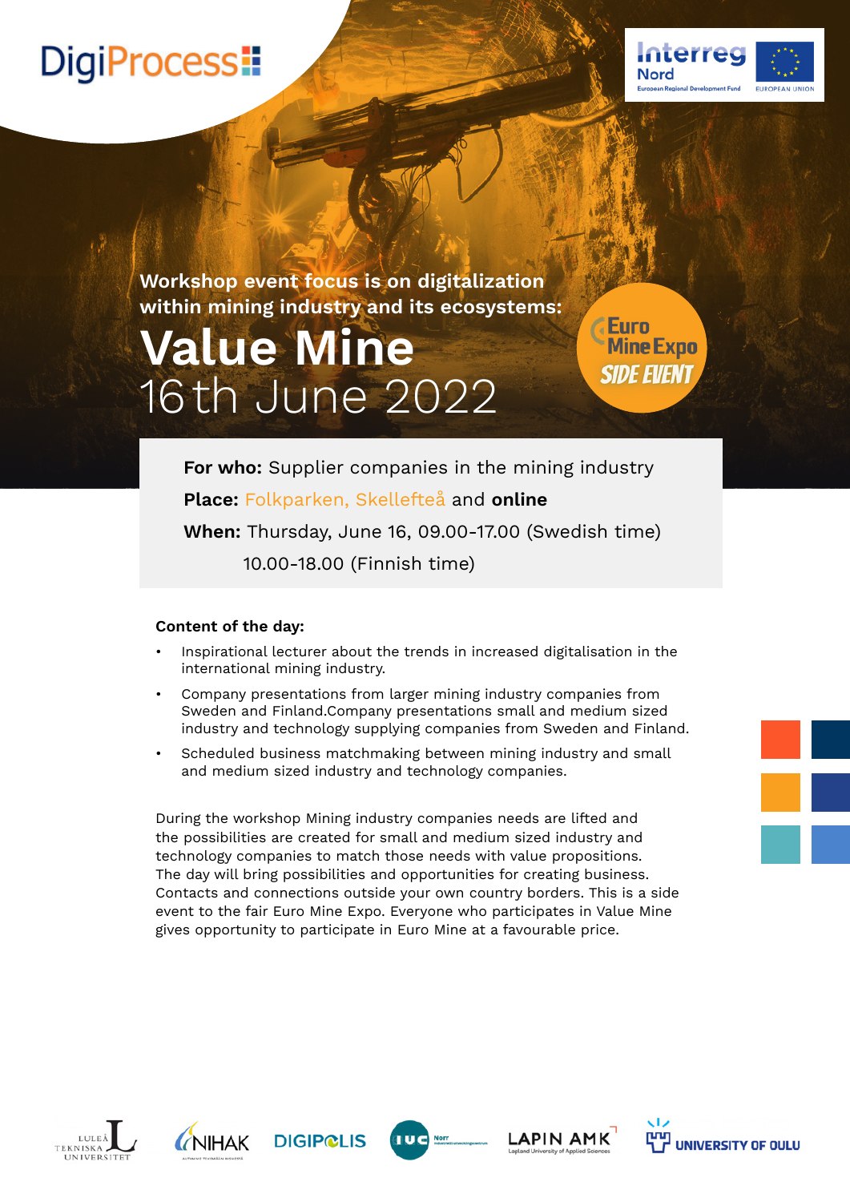DigiProcess

Interreg Nord
European Regional Development Fund
EUROPEAN UNION

Workshop event focus is on digitalization within mining industry and its ecosystems:

# Value Mine

## 16th June 2022

Euro Mine Expo SIDE EVENT

**For who:** Supplier companies in the mining industry

**Place:** Folkparken, Skellefteå and **online**

**When:** Thursday, June 16, 09.00-17.00 (Swedish time)
10.00-18.00 (Finnish time)

**Content of the day:**

- Inspirational lecturer about the trends in increased digitalisation in the international mining industry.
- Company presentations from larger mining industry companies from Sweden and Finland.Company presentations small and medium sized industry and technology supplying companies from Sweden and Finland.
- Scheduled business matchmaking between mining industry and small and medium sized industry and technology companies.

During the workshop Mining industry companies needs are lifted and the possibilities are created for small and medium sized industry and technology companies to match those needs with value propositions. The day will bring possibilities and opportunities for creating business. Contacts and connections outside your own country borders. This is a side event to the fair Euro Mine Expo. Everyone who participates in Value Mine gives opportunity to participate in Euro Mine at a favourable price.

Luleå Tekniska Universitet | NIHAK | DIGIPOLIS | IUC Norr | LAPIN AMK | UNIVERSITY OF OULU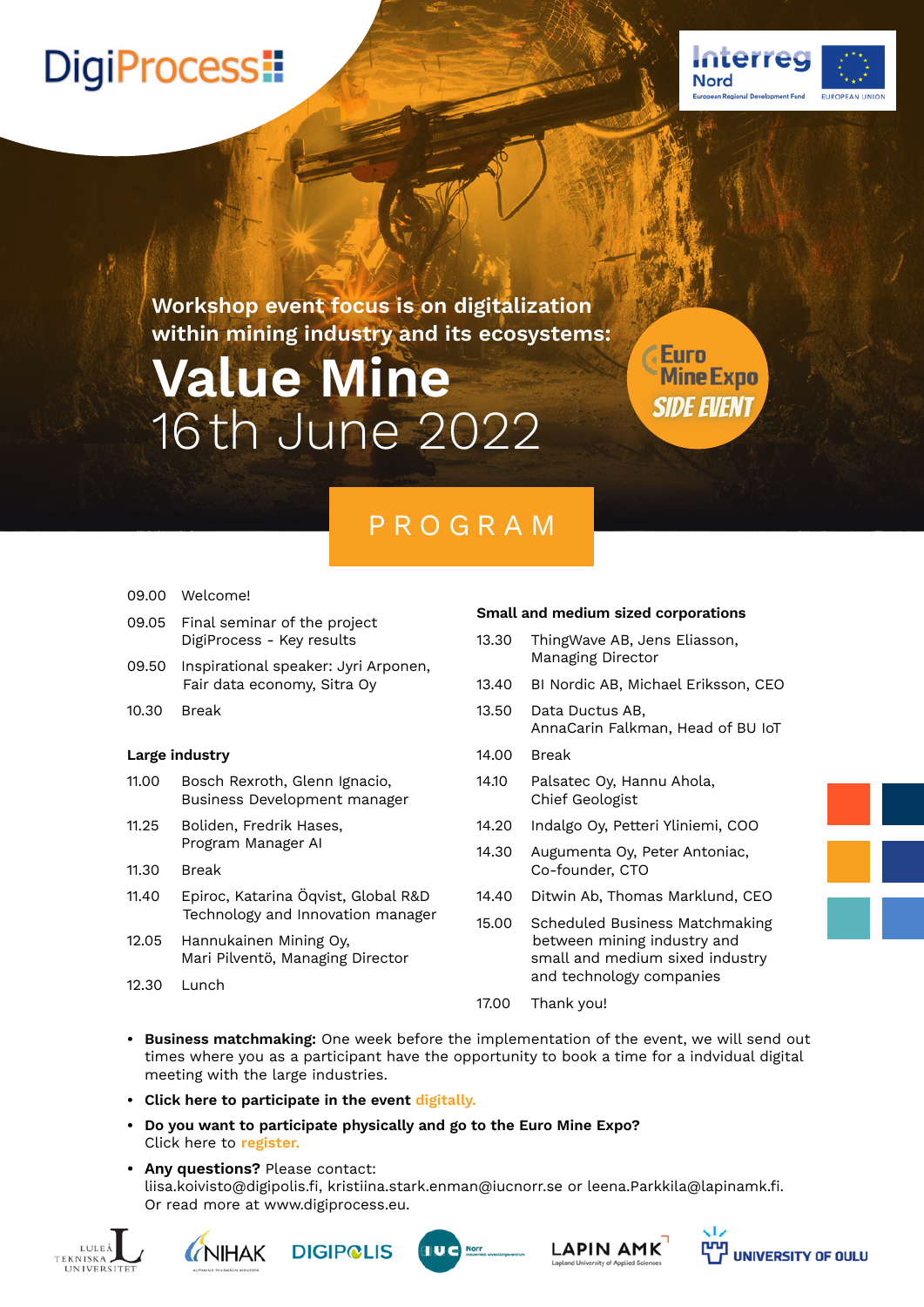DigiProcess

Interreg Nord
European Regional Development Fund
EUROPEAN UNION

Workshop event focus is on digitalization within mining industry and its ecosystems:

# Value Mine

## 16th June 2022

Euro Mine Expo SIDE EVENT

## PROGRAM

09.00 Welcome!

09.05 Final seminar of the project DigiProcess - Key results

09.50 Inspirational speaker: Jyri Arponen, Fair data economy, Sitra Oy

10.30 Break

**Large industry**

11.00 Bosch Rexroth, Glenn Ignacio, Business Development manager

11.25 Boliden, Fredrik Hases, Program Manager AI

11.30 Break

11.40 Epiroc, Katarina Öqvist, Global R&D Technology and Innovation manager

12.05 Hannukainen Mining Oy, Mari Pilventö, Managing Director

12.30 Lunch

**Small and medium sized corporations**

13.30 ThingWave AB, Jens Eliasson, Managing Director

13.40 BI Nordic AB, Michael Eriksson, CEO

13.50 Data Ductus AB, AnnaCarin Falkman, Head of BU IoT

14.00 Break

14.10 Palsatec Oy, Hannu Ahola, Chief Geologist

14.20 Indalgo Oy, Petteri Yliniemi, COO

14.30 Augumenta Oy, Peter Antoniac, Co-founder, CTO

14.40 Ditwin Ab, Thomas Marklund, CEO

15.00 Scheduled Business Matchmaking between mining industry and small and medium sixed industry and technology companies

17.00 Thank you!

- **Business matchmaking:** One week before the implementation of the event, we will send out times where you as a participant have the opportunity to book a time for a indvidual digital meeting with the large industries.
- **Click here to participate in the event** digitally.
- **Do you want to participate physically and go to the Euro Mine Expo?** Click here to register.
- **Any questions?** Please contact: liisa.koivisto@digipolis.fi, kristiina.stark.enman@iucnorr.se or leena.Parkkila@lapinamk.fi. Or read more at www.digiprocess.eu.

Luleå Tekniska Universitet · NIHAK · DIGIPOLIS · IUC Norr · LAPIN AMK · UNIVERSITY OF OULU